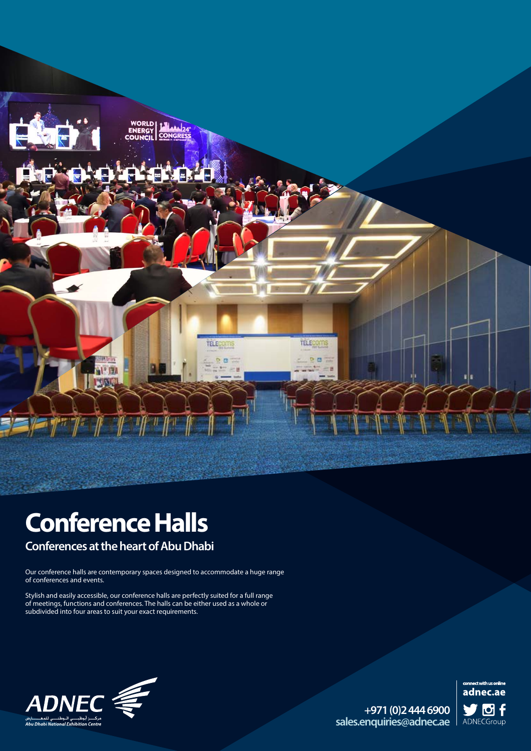# Conference Halls

## Conferences at the heart of Abu Dhabi

Our conference halls are contemporary spaces designed to accommodate a huge range of conferences and events.

Stylish and easily accessible, our conference halls are perfectly suited for a full range of meetings, functions and conferences. The halls can be either used as a whole or subdivided into four areas to suit your exact requirements.

ADNEC
مركز أبوظبي الوطني للمعارض
Abu Dhabi National Exhibition Centre

+971 (0)2 444 6900
sales.enquiries@adnec.ae

connect with us online
adnec.ae
ADNECGroup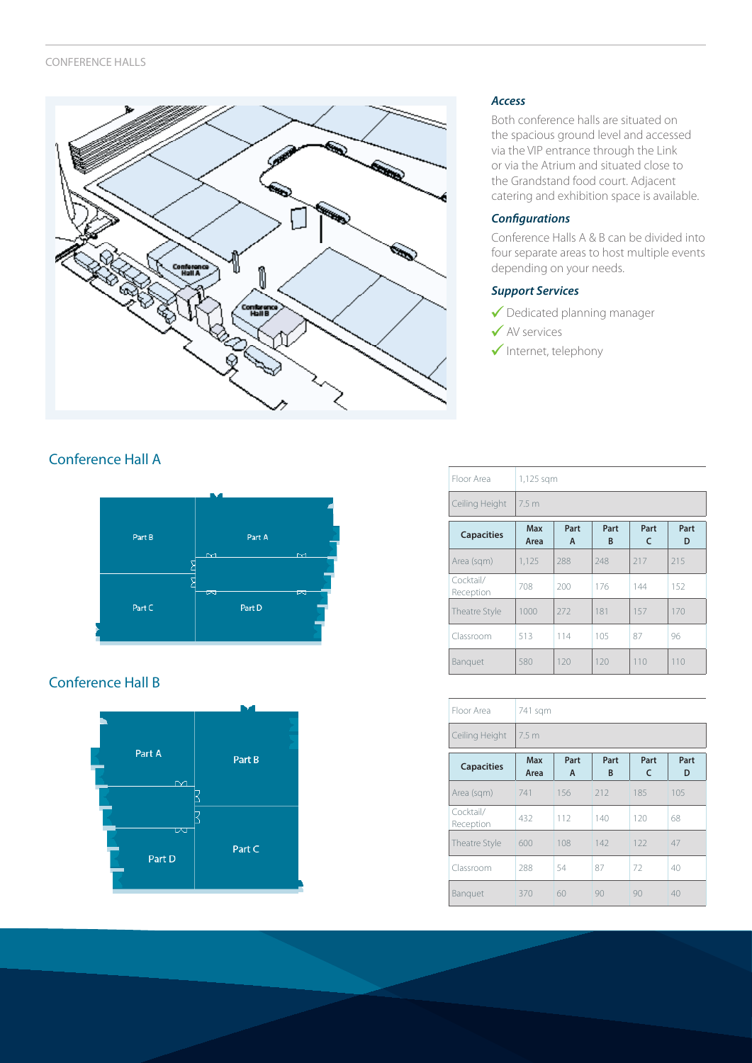CONFERENCE HALLS

### Access

Both conference halls are situated on the spacious ground level and accessed via the VIP entrance through the Link or via the Atrium and situated close to the Grandstand food court. Adjacent catering and exhibition space is available.

### Configurations

Conference Halls A & B can be divided into four separate areas to host multiple events depending on your needs.

### Support Services

- ✓ Dedicated planning manager
- ✓ AV services
- ✓ Internet, telephony

## Conference Hall A

Part B
Part A
Part C
Part D

| | |
|---|---|
| Floor Area | 1,125 sqm |
| Ceiling Height | 7.5 m |

| Capacities | Max Area | Part A | Part B | Part C | Part D |
|---|---|---|---|---|---|
| Area (sqm) | 1,125 | 288 | 248 | 217 | 215 |
| Cocktail/ Reception | 708 | 200 | 176 | 144 | 152 |
| Theatre Style | 1000 | 272 | 181 | 157 | 170 |
| Classroom | 513 | 114 | 105 | 87 | 96 |
| Banquet | 580 | 120 | 120 | 110 | 110 |

## Conference Hall B

Part A
Part B
Part D
Part C

| | |
|---|---|
| Floor Area | 741 sqm |
| Ceiling Height | 7.5 m |

| Capacities | Max Area | Part A | Part B | Part C | Part D |
|---|---|---|---|---|---|
| Area (sqm) | 741 | 156 | 212 | 185 | 105 |
| Cocktail/ Reception | 432 | 112 | 140 | 120 | 68 |
| Theatre Style | 600 | 108 | 142 | 122 | 47 |
| Classroom | 288 | 54 | 87 | 72 | 40 |
| Banquet | 370 | 60 | 90 | 90 | 40 |